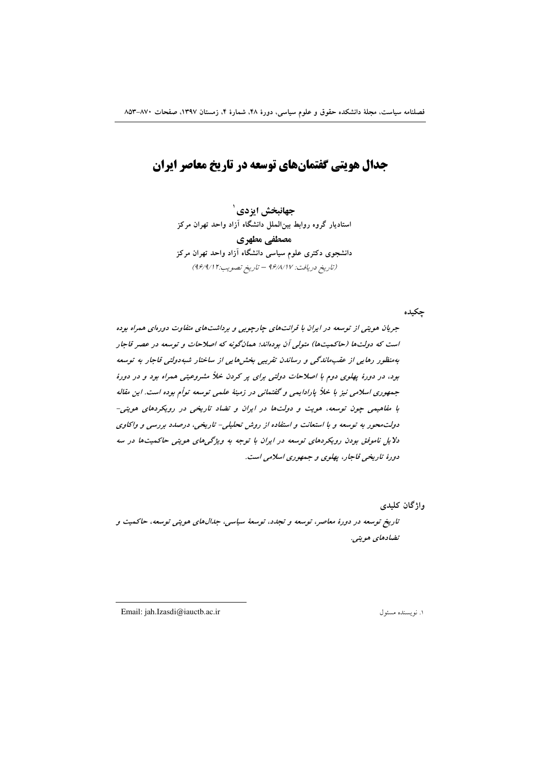# جدال هویتی گفتمان‌های توسعه در تاریخ معاصر ایران

**جهانبخش ایزدی**[1]

استادیار گروه روابط بین‌الملل دانشگاه آزاد واحد تهران مرکز

**مصطفی مطهری**

دانشجوی دکتری علوم سیاسی دانشگاه آزاد واحد تهران مرکز

(تاریخ دریافت: ۹۶/۸/۱۷ – تاریخ تصویب: ۹۶/۹/۱۲)

## چکیده

*جریان هویتی از توسعه در ایران با قرائت‌های چارچوبی و برداشت‌های متفاوت دوره‌ای همراه بوده است که دولت‌ها (حاکمیت‌ها) متولی آن بوده‌اند؛ همان‌گونه که اصلاحات و توسعه در عصر قاجار به‌منظور رهایی از عقب‌ماندگی و رساندن تقریبی بخش‌هایی از ساختار شبه‌دولتی قاجار به توسعه بود، در دورهٔ پهلوی دوم با اصلاحات دولتی برای پر کردن خلأ مشروعیتی همراه بود و در دورهٔ جمهوری اسلامی نیز با خلأ پارادایمی و گفتمانی در زمینهٔ علمی توسعه توأم بوده است. این مقاله با مفاهیمی چون توسعه، هویت و دولت‌ها در ایران و تضاد تاریخی در رویکردهای هویتی-دولت‌محور به توسعه و با استعانت و استفاده از روش تحلیلی- تاریخی، درصدد بررسی و واکاوی دلایل ناموفق بودن رویکردهای توسعه در ایران با توجه به ویژگی‌های هویتی حاکمیت‌ها در سه دورهٔ تاریخی قاجار، پهلوی و جمهوری اسلامی است.*

## واژگان کلیدی

*تاریخ توسعه در دورهٔ معاصر، توسعه و تجدد، توسعهٔ سیاسی، جدال‌های هویتی توسعه، حاکمیت و تضادهای هویتی.*

---

۱. نویسنده مسئول    Email: jah.Izasdi@iauctb.ac.ir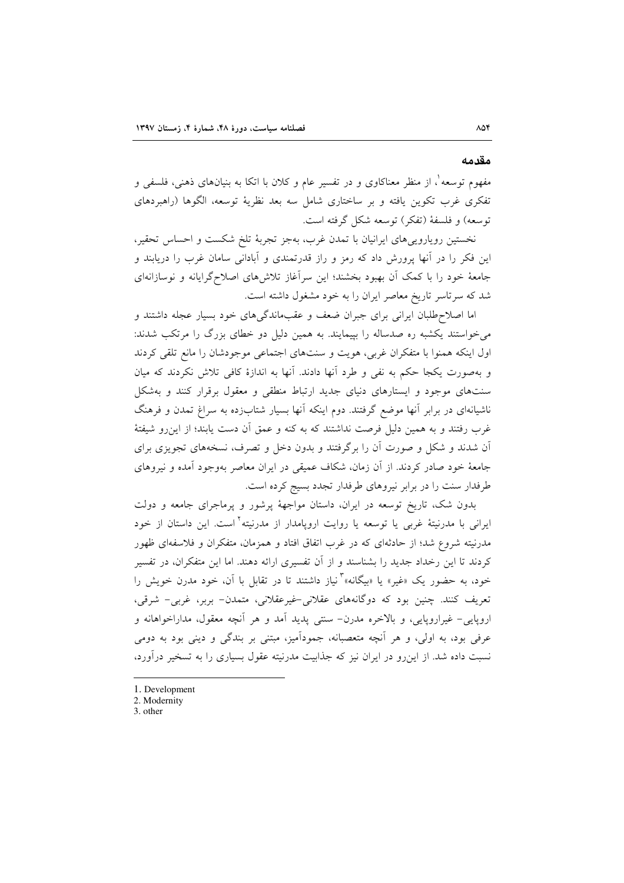## مقدمه

مفهوم توسعه[1]، از منظر معناکاوی و در تفسیر عام و کلان با اتکا به بنیان‌های ذهنی، فلسفی و تفکری غرب تکوین یافته و بر ساختاری شامل سه بعد نظریهٔ توسعه، الگوها (راهبردهای توسعه) و فلسفهٔ (تفکر) توسعه شکل گرفته است.

نخستین رویارویی‌های ایرانیان با تمدن غرب، به‌جز تجربهٔ تلخ شکست و احساس تحقیر، این فکر را در آنها پرورش داد که رمز و راز قدرتمندی و آبادانی سامان غرب را دریابند و جامعهٔ خود را با کمک آن بهبود بخشند؛ این سرآغاز تلاش‌های اصلاح‌گرایانه و نوسازانه‌ای شد که سرتاسر تاریخ معاصر ایران را به خود مشغول داشته است.

اما اصلاح‌طلبان ایرانی برای جبران ضعف و عقب‌ماندگی‌های خود بسیار عجله داشتند و می‌خواستند یکشبه ره صدساله را بپیمایند. به همین دلیل دو خطای بزرگ را مرتکب شدند: اول اینکه همنوا با متفکران غربی، هویت و سنت‌های اجتماعی موجودشان را مانع تلقی کردند و به‌صورت یکجا حکم به نفی و طرد آنها دادند. آنها به اندازهٔ کافی تلاش نکردند که میان سنت‌های موجود و ایستارهای دنیای جدید ارتباط منطقی و معقول برقرار کنند و به‌شکل ناشیانه‌ای در برابر آنها موضع گرفتند. دوم اینکه آنها بسیار شتاب‌زده به سراغ تمدن و فرهنگ غرب رفتند و به همین دلیل فرصت نداشتند که به کنه و عمق آن دست یابند؛ از این‌رو شیفتهٔ آن شدند و شکل و صورت آن را برگرفتند و بدون دخل و تصرف، نسخه‌های تجویزی برای جامعهٔ خود صادر کردند. از آن زمان، شکاف عمیقی در ایران معاصر به‌وجود آمده و نیروهای طرفدار سنت را در برابر نیروهای طرفدار تجدد بسیج کرده است.

بدون شک، تاریخ توسعه در ایران، داستان مواجههٔ پرشور و پرماجرای جامعه و دولت ایرانی با مدرنیتهٔ غربی یا توسعه یا روایت اروپامدار از مدرنیته[2] است. این داستان از خود مدرنیته شروع شد؛ از حادثه‌ای که در غرب اتفاق افتاد و همزمان، متفکران و فلاسفه‌ای ظهور کردند تا این رخداد جدید را بشناسند و از آن تفسیری ارائه دهند. اما این متفکران، در تفسیر خود، به حضور یک «غیر» یا «بیگانه»[3] نیاز داشتند تا در تقابل با آن، خود مدرن خویش را تعریف کنند. چنین بود که دوگانه‌های عقلانی-غیرعقلانی، متمدن- بربر، غربی- شرقی، اروپایی- غیراروپایی، و بالاخره مدرن- سنتی پدید آمد و هر آنچه معقول، مداراخواهانه و عرفی بود، به اولی، و هر آنچه متعصبانه، جمودآمیز، مبتنی بر بندگی و دینی بود به دومی نسبت داده شد. از این‌رو در ایران نیز که جذابیت مدرنیته عقول بسیاری را به تسخیر درآورد،

---

1. Development
2. Modernity
3. other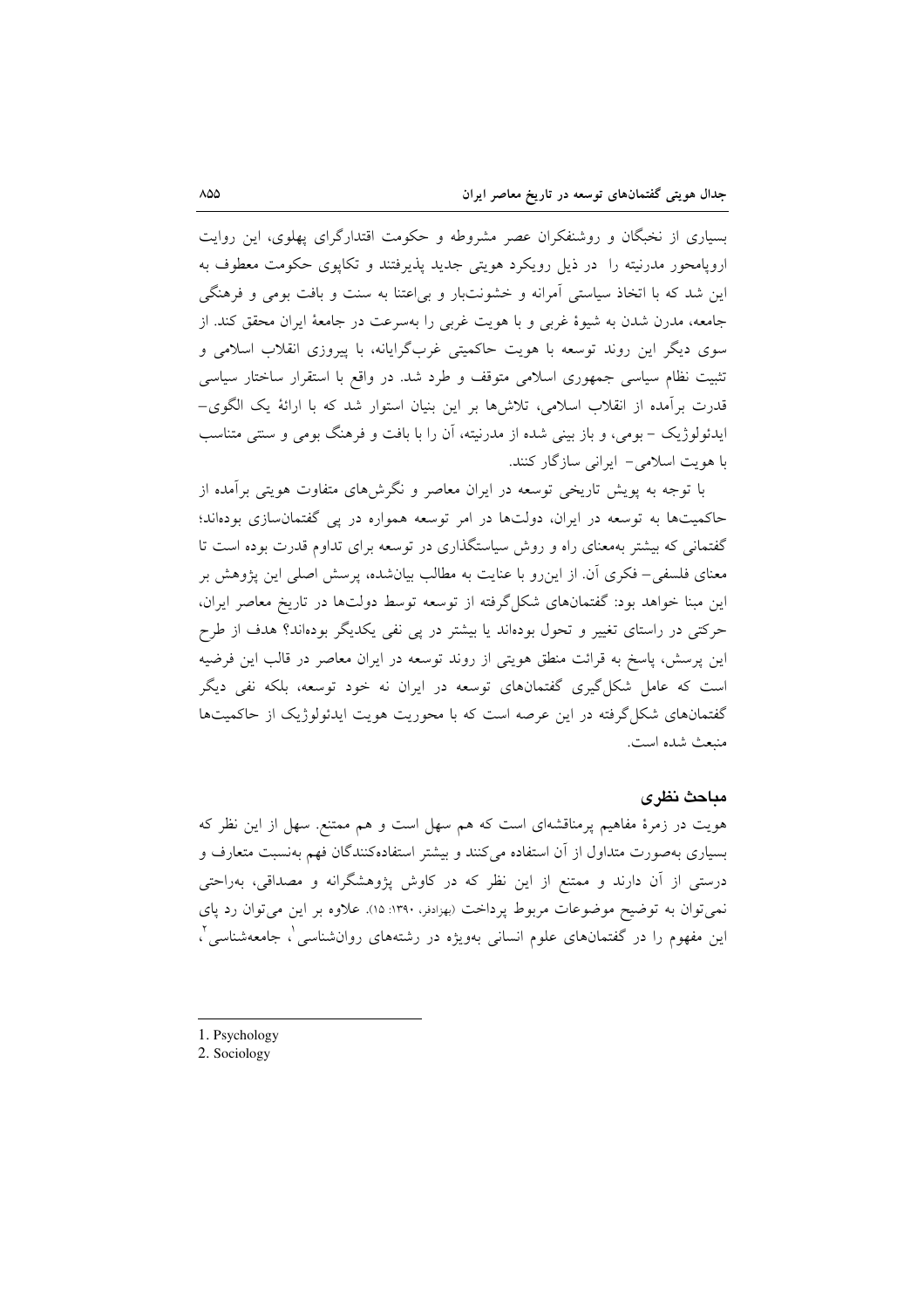بسیاری از نخبگان و روشنفکران عصر مشروطه و حکومت اقتدارگرای پهلوی، این روایت اروپامحور مدرنیته را در ذیل رویکرد هویتی جدید پذیرفتند و تکاپوی حکومت معطوف به این شد که با اتخاذ سیاستی آمرانه و خشونت‌بار و بی‌اعتنا به سنت و بافت بومی و فرهنگی جامعه، مدرن شدن به شیوهٔ غربی و با هویت غربی را به‌سرعت در جامعهٔ ایران محقق کند. از سوی دیگر این روند توسعه با هویت حاکمیتی غرب‌گرایانه، با پیروزی انقلاب اسلامی و تثبیت نظام سیاسی جمهوری اسلامی متوقف و طرد شد. در واقع با استقرار ساختار سیاسی قدرت برآمده از انقلاب اسلامی، تلاش‌ها بر این بنیان استوار شد که با ارائهٔ یک الگوی– ایدئولوژیک – بومی، و باز بینی شده از مدرنیته، آن را با بافت و فرهنگ بومی و سنتی متناسب با هویت اسلامی– ایرانی سازگار کنند.

با توجه به پویش تاریخی توسعه در ایران معاصر و نگرش‌های متفاوت هویتی برآمده از حاکمیت‌ها به توسعه در ایران، دولت‌ها در امر توسعه همواره در پی گفتمان‌سازی بوده‌اند؛ گفتمانی که بیشتر به‌معنای راه و روش سیاستگذاری در توسعه برای تداوم قدرت بوده است تا معنای فلسفی– فکری آن. از این‌رو با عنایت به مطالب بیان‌شده، پرسش اصلی این پژوهش بر این مبنا خواهد بود: گفتمان‌های شکل‌گرفته از توسعه توسط دولت‌ها در تاریخ معاصر ایران، حرکتی در راستای تغییر و تحول بوده‌اند یا بیشتر در پی نفی یکدیگر بوده‌اند؟ هدف از طرح این پرسش، پاسخ به قرائت منطق هویتی از روند توسعه در ایران معاصر در قالب این فرضیه است که عامل شکل‌گیری گفتمان‌های توسعه در ایران نه خود توسعه، بلکه نفی دیگر گفتمان‌های شکل‌گرفته در این عرصه است که با محوریت هویت ایدئولوژیک از حاکمیت‌ها منبعث شده است.

## مباحث نظری

هویت در زمرهٔ مفاهیم پرمناقشه‌ای است که هم سهل است و هم ممتنع. سهل از این نظر که بسیاری به‌صورت متداول از آن استفاده می‌کنند و بیشتر استفاده‌کنندگان فهم به‌نسبت متعارف و درستی از آن دارند و ممتنع از این نظر که در کاوش پژوهشگرانه و مصداقی، به‌راحتی نمی‌توان به توضیح موضوعات مربوط پرداخت (بهزادفر، ۱۳۹۰: ۱۵). علاوه بر این می‌توان رد پای این مفهوم را در گفتمان‌های علوم انسانی به‌ویژه در رشته‌های روان‌شناسی[1]، جامعه‌شناسی[2]،

1. Psychology
2. Sociology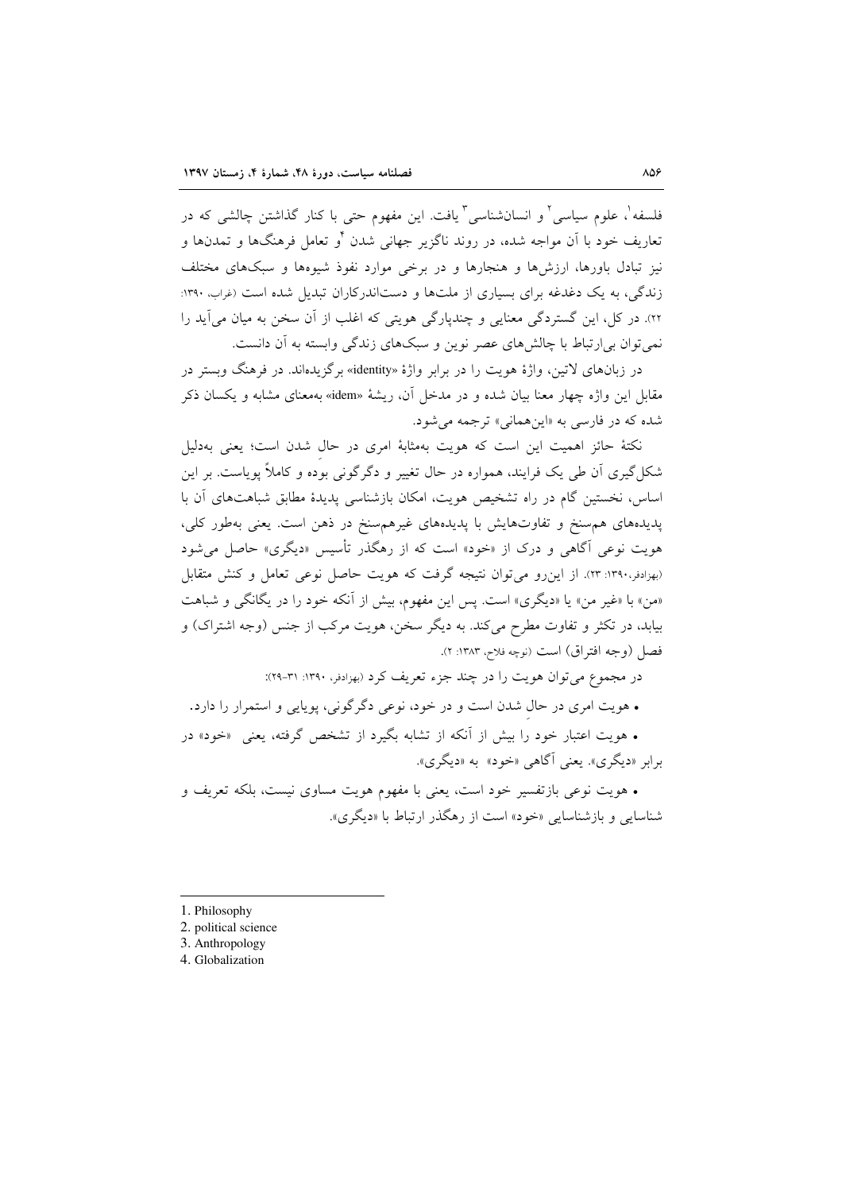فلسفه[1]، علوم سیاسی[2] و انسان‌شناسی[3] یافت. این مفهوم حتی با کنار گذاشتن چالشی که در تعاریف خود با آن مواجه شده، در روند ناگزیر جهانی شدن[4] و تعامل فرهنگ‌ها و تمدن‌ها و نیز تبادل باورها، ارزش‌ها و هنجارها و در برخی موارد نفوذ شیوه‌ها و سبک‌های مختلف زندگی، به یک دغدغه برای بسیاری از ملت‌ها و دست‌اندرکاران تبدیل شده است (غراب، ۱۳۹۰: ۲۲). در کل، این گستردگی معنایی و چندپارگی هویتی که اغلب از آن سخن به میان می‌آید را نمی‌توان بی‌ارتباط با چالش‌های عصر نوین و سبک‌های زندگی وابسته به آن دانست.

در زبان‌های لاتین، واژهٔ هویت را در برابر واژهٔ «identity» برگزیده‌اند. در فرهنگ وبستر در مقابل این واژه چهار معنا بیان شده و در مدخل آن، ریشهٔ «idem» به‌معنای مشابه و یکسان ذکر شده که در فارسی به «این‌همانی» ترجمه می‌شود.

نکتهٔ حائز اهمیت این است که هویت به‌مثابهٔ امری در حالِ شدن است؛ یعنی به‌دلیل شکل‌گیری آن طی یک فرایند، همواره در حال تغییر و دگرگونی بوده و کاملاً پویاست. بر این اساس، نخستین گام در راه تشخیص هویت، امکان بازشناسی پدیدهٔ مطابق شباهت‌های آن با پدیده‌های هم‌سنخ و تفاوت‌هایش با پدیده‌های غیرهم‌سنخ در ذهن است. یعنی به‌طور کلی، هویت نوعی آگاهی و درک از «خود» است که از رهگذر تأسیس «دیگری» حاصل می‌شود (بهزادفر، ۱۳۹۰: ۲۳). از این‌رو می‌توان نتیجه گرفت که هویت حاصل نوعی تعامل و کنش متقابل «من» با «غیر من» یا «دیگری» است. پس این مفهوم، بیش از آنکه خود را در یگانگی و شباهت بیابد، در تکثر و تفاوت مطرح می‌کند. به دیگر سخن، هویت مرکب از جنس (وجه اشتراک) و فصل (وجه افتراق) است (نوچه فلاح، ۱۳۸۳: ۲).

در مجموع می‌توان هویت را در چند جزء تعریف کرد (بهزادفر، ۱۳۹۰: ۳۱-۲۹):

- هویت امری در حالِ شدن است و در خود، نوعی دگرگونی، پویایی و استمرار را دارد.
- هویت اعتبار خود را بیش از آنکه از تشابه بگیرد از تشخص گرفته، یعنی «خود» در برابر «دیگری». یعنی آگاهی «خود» به «دیگری».
- هویت نوعی بازتفسیر خود است، یعنی با مفهوم هویت مساوی نیست، بلکه تعریف و شناسایی و بازشناسایی «خود» است از رهگذر ارتباط با «دیگری».

---

1. Philosophy
2. political science
3. Anthropology
4. Globalization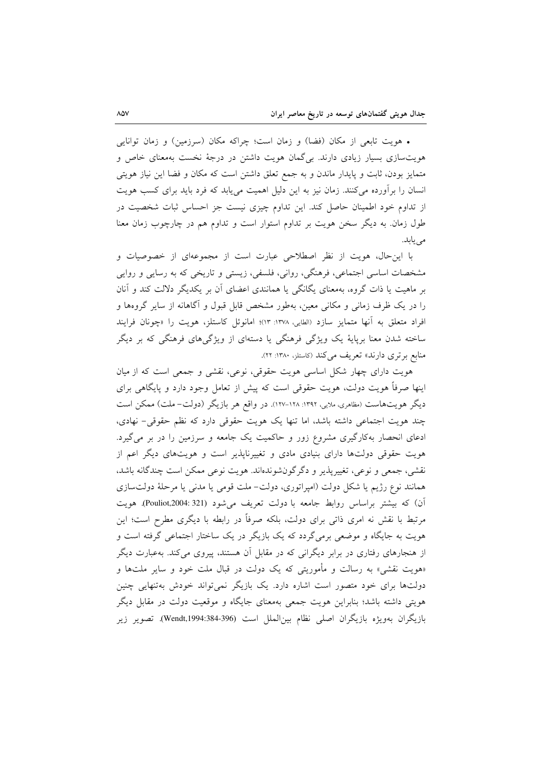• هویت تابعی از مکان (فضا) و زمان است؛ چراکه مکان (سرزمین) و زمان توانایی هویت‌سازی بسیار زیادی دارند. بی‌گمان هویت داشتن در درجهٔ نخست به‌معنای خاص و متمایز بودن، ثابت و پایدار ماندن و به جمع تعلق داشتن است که مکان و فضا این نیاز هویتی انسان را برآورده می‌کنند. زمان نیز به این دلیل اهمیت می‌یابد که فرد باید برای کسب هویت از تداوم خود اطمینان حاصل کند. این تداوم چیزی نیست جز احساس ثبات شخصیت در طول زمان. به دیگر سخن هویت بر تداوم استوار است و تداوم هم در چارچوب زمان معنا می‌یابد.

با این‌حال، هویت از نظر اصطلاحی عبارت است از مجموعه‌ای از خصوصیات و مشخصات اساسی اجتماعی، فرهنگی، روانی، فلسفی، زیستی و تاریخی که به رسایی و روایی بر ماهیت یا ذات گروه، به‌معنای یگانگی یا همانندی اعضای آن بر یکدیگر دلالت کند و آنان را در یک ظرف زمانی و مکانی معین، به‌طور مشخص قابل قبول و آگاهانه از سایر گروه‌ها و افراد متعلق به آنها متمایز سازد (الطایی، ۱۳۷۸: ۱۳)؛ امانوئل کاستلز، هویت را «چونان فرایند ساخته شدن معنا برپایهٔ یک ویژگی فرهنگی یا دسته‌ای از ویژگی‌های فرهنگی که بر دیگر منابع برتری دارند» تعریف می‌کند (کاستلز، ۱۳۸۰: ۲۲).

هویت دارای چهار شکل اساسی هویت حقوقی، نوعی، نقشی و جمعی است که از میان اینها صرفاً هویت دولت، هویت حقوقی است که پیش از تعامل وجود دارد و پایگاهی برای دیگر هویت‌هاست (مظاهری، ملایی، ۱۳۹۲: ۱۲۸-۱۲۷). در واقع هر بازیگر (دولت- ملت) ممکن است چند هویت اجتماعی داشته باشد، اما تنها یک هویت حقوقی دارد که نظم حقوقی- نهادی، ادعای انحصار به‌کارگیری مشروع زور و حاکمیت یک جامعه و سرزمین را در بر می‌گیرد. هویت حقوقی دولت‌ها دارای بنیادی مادی و تغییرناپذیر است و هویت‌های دیگر اعم از نقشی، جمعی و نوعی، تغییرپذیر و دگرگون‌شونده‌اند. هویت نوعی ممکن است چندگانه باشد، همانند نوع رژیم یا شکل دولت (امپراتوری، دولت- ملت قومی یا مدنی یا مرحلهٔ دولت‌سازی آن) که بیشتر براساس روابط جامعه با دولت تعریف می‌شود (Pouliot,2004: 321). هویت مرتبط با نقش نه امری ذاتی برای دولت، بلکه صرفاً در رابطه با دیگری مطرح است؛ این هویت به جایگاه و موضعی برمی‌گردد که یک بازیگر در یک ساختار اجتماعی گرفته است و از هنجارهای رفتاری در برابر دیگرانی که در مقابل آن هستند، پیروی می‌کند. به‌عبارت دیگر «هویت نقشی» به رسالت و مأموریتی که یک دولت در قبال ملت خود و سایر ملت‌ها و دولت‌ها برای خود متصور است اشاره دارد. یک بازیگر نمی‌تواند خودش به‌تنهایی چنین هویتی داشته باشد؛ بنابراین هویت جمعی به‌معنای جایگاه و موقعیت دولت در مقابل دیگر بازیگران به‌ویژه بازیگران اصلی نظام بین‌الملل است (Wendt,1994:384-396). تصویر زیر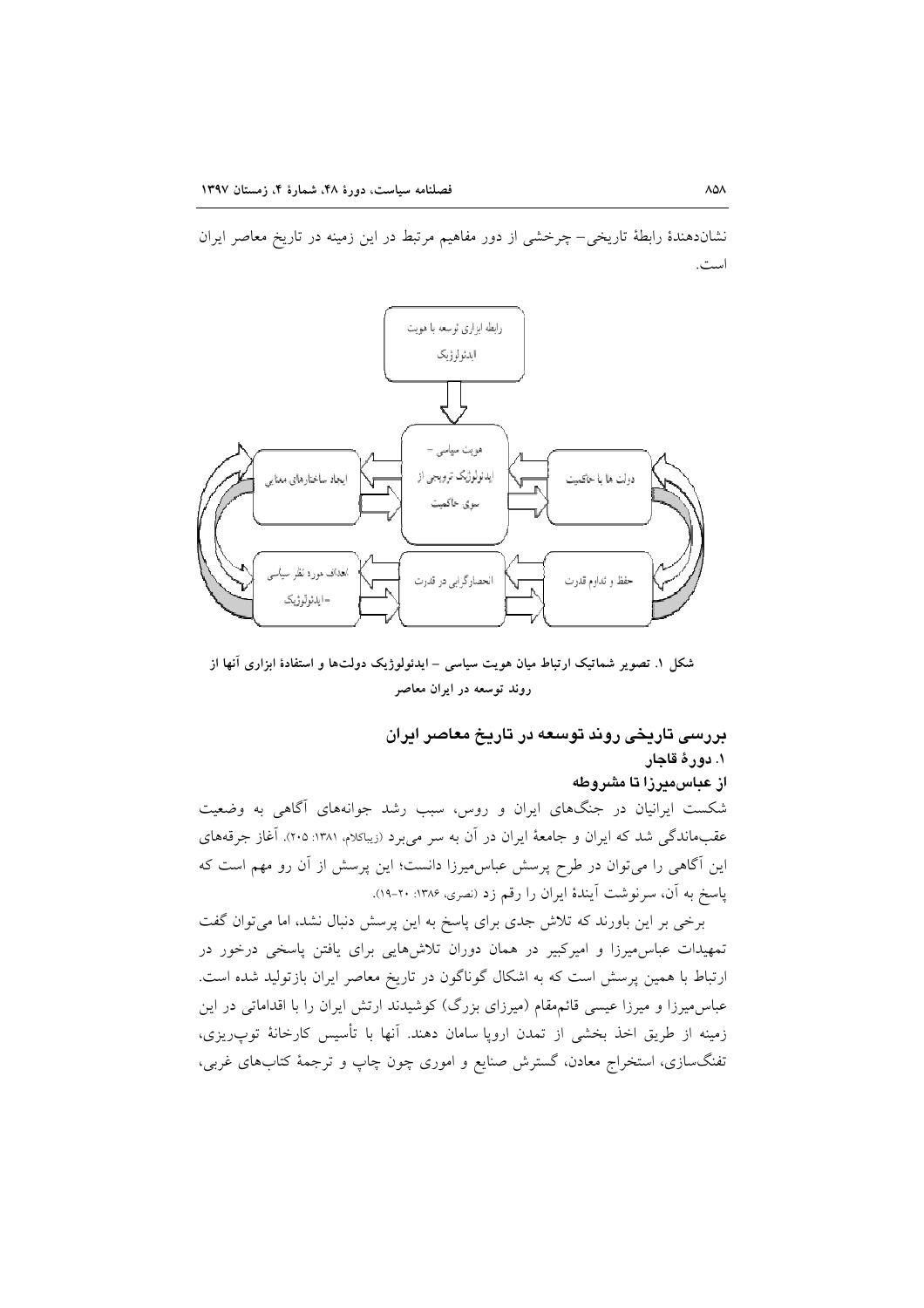نشان‌دهندهٔ رابطهٔ تاریخی– چرخشی از دور مفاهیم مرتبط در این زمینه در تاریخ معاصر ایران است.

رابطه ابزاری توسعه با هویت ایدئولوژیک

هویت سیاسی – ایدئولوژیک ترویجی از سوی حاکمیت

ایجاد ساختارهای معنایی

دولت ها یا حاکمیت

اهداف مورد نظر سیاسی =ایدئولوژیک

انحصارگرایی در قدرت

حفظ و تداوم قدرت

**شکل ۱. تصویر شماتیک ارتباط میان هویت سیاسی – ایدئولوژیک دولت‌ها و استفادهٔ ابزاری آنها از روند توسعه در ایران معاصر**

## بررسی تاریخی روند توسعه در تاریخ معاصر ایران

### ۱. دورهٔ قاجار

#### از عباس‌میرزا تا مشروطه

شکست ایرانیان در جنگ‌های ایران و روس، سبب رشد جوانه‌های آگاهی به وضعیت عقب‌ماندگی شد که ایران و جامعهٔ ایران در آن به سر می‌برد (زیباکلام، ۱۳۸۱: ۲۰۵). آغاز جرقه‌های این آگاهی را می‌توان در طرح پرسش عباس‌میرزا دانست؛ این پرسش از آن رو مهم است که پاسخ به آن، سرنوشت آیندهٔ ایران را رقم زد (نصری، ۱۳۸۶: ۲۰-۱۹).

برخی بر این باورند که تلاش جدی برای پاسخ به این پرسش دنبال نشد، اما می‌توان گفت تمهیدات عباس‌میرزا و امیرکبیر در همان دوران تلاش‌هایی برای یافتن پاسخی درخور در ارتباط با همین پرسش است که به اشکال گوناگون در تاریخ معاصر ایران بازتولید شده است. عباس‌میرزا و میرزا عیسی قائم‌مقام (میرزای بزرگ) کوشیدند ارتش ایران را با اقداماتی در این زمینه از طریق اخذ بخشی از تمدن اروپا سامان دهند. آنها با تأسیس کارخانهٔ توپ‌ریزی، تفنگ‌سازی، استخراج معادن، گسترش صنایع و اموری چون چاپ و ترجمهٔ کتاب‌های غربی،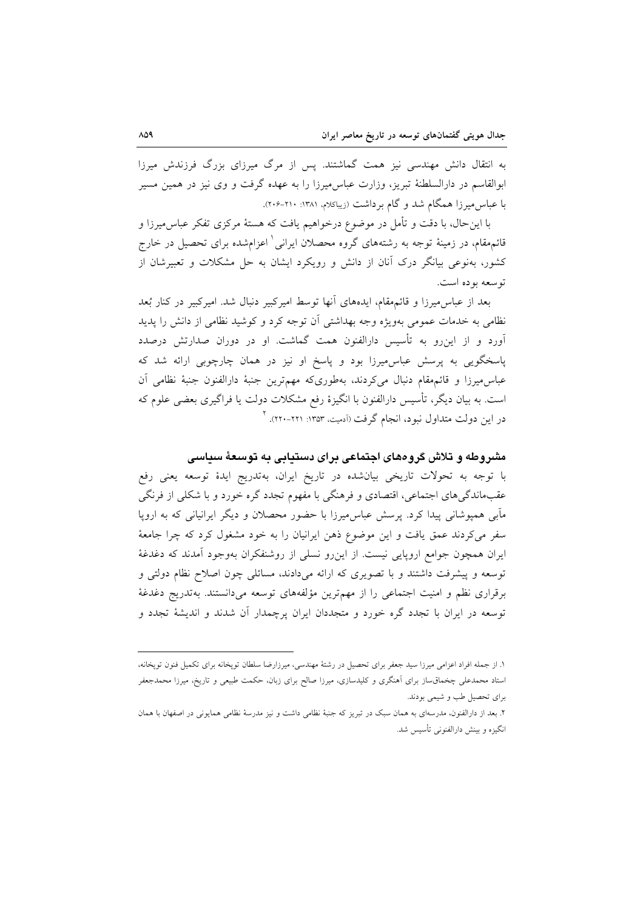به انتقال دانش مهندسی نیز همت گماشتند. پس از مرگ میرزای بزرگ فرزندش میرزا ابوالقاسم در دارالسلطنهٔ تبریز، وزارت عباس‌میرزا را به عهده گرفت و وی نیز در همین مسیر با عباس‌میرزا همگام شد و گام برداشت (زیباکلام، ۱۳۸۱: ۲۱۰-۲۰۶).

با این‌حال، با دقت و تأمل در موضوع درخواهیم یافت که هستهٔ مرکزی تفکر عباس‌میرزا و قائم‌مقام، در زمینهٔ توجه به رشته‌های گروه محصلان ایرانی[1] اعزام‌شده برای تحصیل در خارج کشور، به‌نوعی بیانگر درک آنان از دانش و رویکرد ایشان به حل مشکلات و تعبیرشان از توسعه بوده است.

بعد از عباس‌میرزا و قائم‌مقام، ایده‌های آنها توسط امیرکبیر دنبال شد. امیرکبیر در کنار بُعد نظامی به خدمات عمومی به‌ویژه وجه بهداشتی آن توجه کرد و کوشید نظامی از دانش را پدید آورد و از این‌رو به تأسیس دارالفنون همت گماشت. او در دوران صدارتش درصدد پاسخگویی به پرسش عباس‌میرزا بود و پاسخ او نیز در همان چارچوبی ارائه شد که عباس‌میرزا و قائم‌مقام دنبال می‌کردند، به‌طوری‌که مهم‌ترین جنبهٔ دارالفنون جنبهٔ نظامی آن است. به بیان دیگر، تأسیس دارالفنون با انگیزهٔ رفع مشکلات دولت یا فراگیری بعضی علوم که در این دولت متداول نبود، انجام گرفت (آدمیت، ۱۳۵۳: ۲۲۱-۲۲۰).[2]

## مشروطه و تلاش گروه‌های اجتماعی برای دستیابی به توسعهٔ سیاسی

با توجه به تحولات تاریخی بیان‌شده در تاریخ ایران، به‌تدریج ایدهٔ توسعه یعنی رفع عقب‌ماندگی‌های اجتماعی، اقتصادی و فرهنگی با مفهوم تجدد گره خورد و با شکلی از فرنگی مآبی همپوشانی پیدا کرد. پرسش عباس‌میرزا با حضور محصلان و دیگر ایرانیانی که به اروپا سفر می‌کردند عمق یافت و این موضوع ذهن ایرانیان را به خود مشغول کرد که چرا جامعهٔ ایران همچون جوامع اروپایی نیست. از این‌رو نسلی از روشنفکران به‌وجود آمدند که دغدغهٔ توسعه و پیشرفت داشتند و با تصویری که ارائه می‌دادند، مسائلی چون اصلاح نظام دولتی و برقراری نظم و امنیت اجتماعی را از مهم‌ترین مؤلفه‌های توسعه می‌دانستند. به‌تدریج دغدغهٔ توسعه در ایران با تجدد گره خورد و متجددان ایران پرچمدار آن شدند و اندیشهٔ تجدد و

---

۱. از جمله افراد اعزامی میرزا سید جعفر برای تحصیل در رشتهٔ مهندسی، میرزارضا سلطان توپخانه برای تکمیل فنون توپخانه، استاد محمدعلی چخماق‌ساز برای آهنگری و کلیدسازی، میرزا صالح برای زبان، حکمت طبیعی و تاریخ، میرزا محمدجعفر برای تحصیل طب و شیمی بودند.

۲. بعد از دارالفنون، مدرسه‌ای به همان سبک در تبریز که جنبهٔ نظامی داشت و نیز مدرسهٔ نظامی همایونی در اصفهان با همان انگیزه و بینش دارالفنونی تأسیس شد.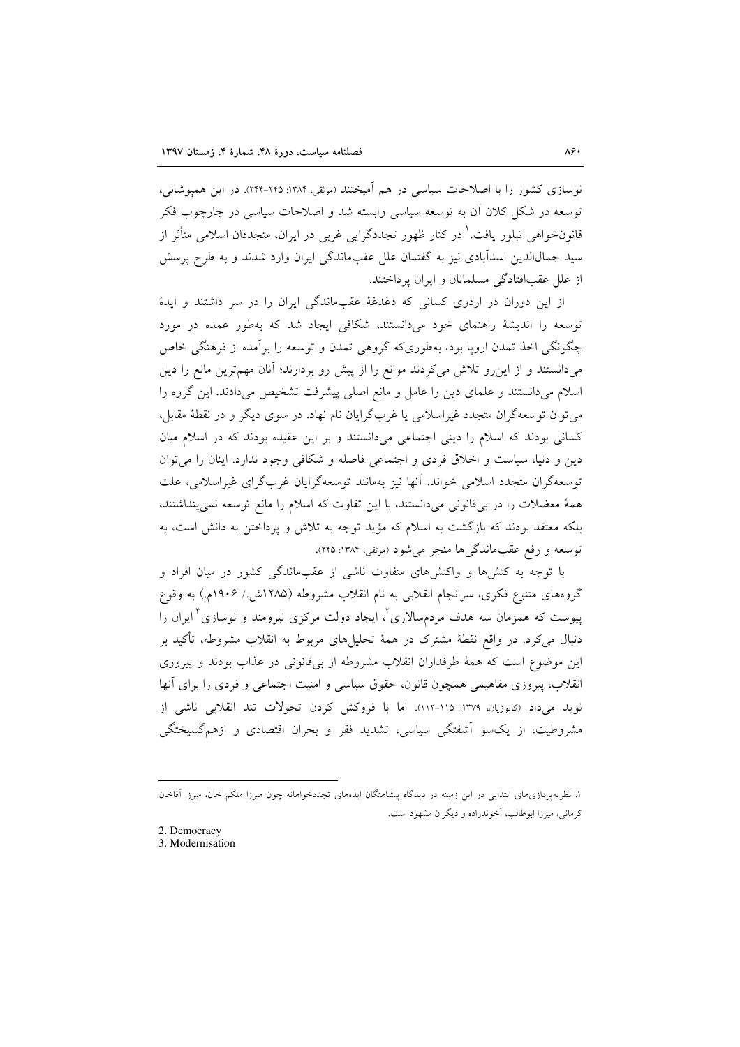نوسازی کشور را با اصلاحات سیاسی در هم آمیختند (موثقی، ۱۳۸۴: ۲۴۵-۲۴۴). در این همپوشانی، توسعه در شکل کلان آن به توسعه سیاسی وابسته شد و اصلاحات سیاسی در چارچوب فکر قانون‌خواهی تبلور یافت.[۱] در کنار ظهور تجددگرایی غربی در ایران، متجددان اسلامی متأثر از سید جمال‌الدین اسدآبادی نیز به گفتمان علل عقب‌ماندگی ایران وارد شدند و به طرح پرسش از علل عقب‌افتادگی مسلمانان و ایران پرداختند.

از این دوران در اردوی کسانی که دغدغهٔ عقب‌ماندگی ایران را در سر داشتند و ایدهٔ توسعه را اندیشهٔ راهنمای خود می‌دانستند، شکافی ایجاد شد که به‌طور عمده در مورد چگونگی اخذ تمدن اروپا بود، به‌طوری‌که گروهی تمدن و توسعه را برآمده از فرهنگی خاص می‌دانستند و از این‌رو تلاش می‌کردند موانع را از پیش رو بردارند؛ آنان مهم‌ترین مانع را دین اسلام می‌دانستند و علمای دین را عامل و مانع اصلی پیشرفت تشخیص می‌دادند. این گروه را می‌توان توسعه‌گران متجدد غیراسلامی یا غرب‌گرایان نام نهاد. در سوی دیگر و در نقطهٔ مقابل، کسانی بودند که اسلام را دینی اجتماعی می‌دانستند و بر این عقیده بودند که در اسلام میان دین و دنیا، سیاست و اخلاق فردی و اجتماعی فاصله و شکافی وجود ندارد. اینان را می‌توان توسعه‌گران متجدد اسلامی خواند. آنها نیز به‌مانند توسعه‌گرایان غرب‌گرای غیراسلامی، علت همهٔ معضلات را در بی‌قانونی می‌دانستند، با این تفاوت که اسلام را مانع توسعه نمی‌پنداشتند، بلکه معتقد بودند که بازگشت به اسلام که مؤید توجه به تلاش و پرداختن به دانش است، به توسعه و رفع عقب‌ماندگی‌ها منجر می‌شود (موثقی، ۱۳۸۴: ۲۴۵).

با توجه به کنش‌ها و واکنش‌های متفاوت ناشی از عقب‌ماندگی کشور در میان افراد و گروه‌های متنوع فکری، سرانجام انقلابی به نام انقلاب مشروطه (۱۲۸۵ش./ ۱۹۰۶م.) به وقوع پیوست که همزمان سه هدف مردم‌سالاری[۲]، ایجاد دولت مرکزی نیرومند و نوسازی[۳] ایران را دنبال می‌کرد. در واقع نقطهٔ مشترک در همهٔ تحلیل‌های مربوط به انقلاب مشروطه، تأکید بر این موضوع است که همهٔ طرفداران انقلاب مشروطه از بی‌قانونی در عذاب بودند و پیروزی انقلاب، پیروزی مفاهیمی همچون قانون، حقوق سیاسی و امنیت اجتماعی و فردی را برای آنها نوید می‌داد (کاتوزیان، ۱۳۷۹: ۱۱۵-۱۱۲). اما با فروکش کردن تحولات تند انقلابی ناشی از مشروطیت، از یک‌سو آشفتگی سیاسی، تشدید فقر و بحران اقتصادی و ازهم‌گسیختگی

---

۱. نظریه‌پردازی‌های ابتدایی در این زمینه در دیدگاه پیشاهنگان ایده‌های تجددخواهانه چون میرزا ملکم خان، میرزا آقاخان کرمانی، میرزا ابوطالب، آخوندزاده و دیگران مشهود است.

2. Democracy

3. Modernisation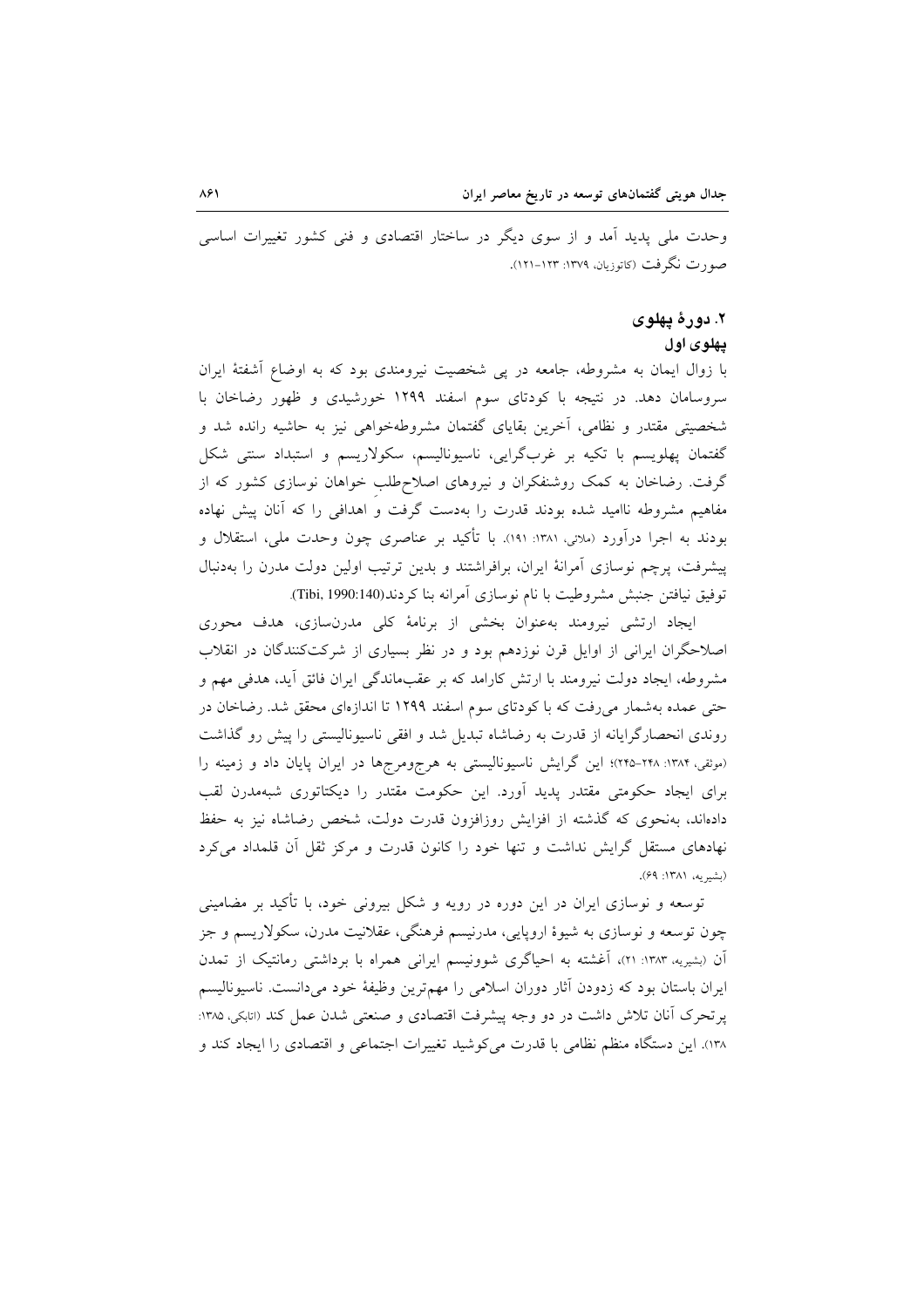وحدت ملی پدید آمد و از سوی دیگر در ساختار اقتصادی و فنی کشور تغییرات اساسی صورت نگرفت (کاتوزیان، ۱۳۷۹: ۱۲۳-۱۲۱).

## ۲. دورهٔ پهلوی

### پهلوی اول

با زوال ایمان به مشروطه، جامعه در پی شخصیت نیرومندی بود که به اوضاع آشفتهٔ ایران سروسامان دهد. در نتیجه با کودتای سوم اسفند ۱۲۹۹ خورشیدی و ظهور رضاخان با شخصیتی مقتدر و نظامی، آخرین بقایای گفتمان مشروطه‌خواهی نیز به حاشیه رانده شد و گفتمان پهلویسم با تکیه بر غرب‌گرایی، ناسیونالیسم، سکولاریسم و استبداد سنتی شکل گرفت. رضاخان به کمک روشنفکران و نیروهای اصلاح‌طلبِ خواهان نوسازی کشور که از مفاهیم مشروطه ناامید شده بودند قدرت را به‌دست گرفت و اهدافی را که آنان پیش نهاده بودند به اجرا درآورد (ملائی، ۱۳۸۱: ۱۹۱). با تأکید بر عناصری چون وحدت ملی، استقلال و پیشرفت، پرچم نوسازی آمرانهٔ ایران، برافراشتند و بدین ترتیب اولین دولت مدرن را به‌دنبال توفیق نیافتن جنبش مشروطیت با نام نوسازی آمرانه بنا کردند(Tibi, 1990:140).

ایجاد ارتشی نیرومند به‌عنوان بخشی از برنامهٔ کلی مدرن‌سازی، هدف محوری اصلاحگران ایرانی از اوایل قرن نوزدهم بود و در نظر بسیاری از شرکت‌کنندگان در انقلاب مشروطه، ایجاد دولت نیرومند با ارتش کارامد که بر عقب‌ماندگی ایران فائق آید، هدفی مهم و حتی عمده به‌شمار می‌رفت که با کودتای سوم اسفند ۱۲۹۹ تا اندازه‌ای محقق شد. رضاخان در روندی انحصارگرایانه از قدرت به رضاشاه تبدیل شد و افقی ناسیونالیستی را پیش رو گذاشت (موثقی، ۱۳۸۴: ۲۴۸-۲۴۵)؛ این گرایش ناسیونالیستی به هرج‌ومرج‌ها در ایران پایان داد و زمینه را برای ایجاد حکومتی مقتدر پدید آورد. این حکومت مقتدر را دیکتاتوری شبه‌مدرن لقب داده‌اند، به‌نحوی که گذشته از افزایش روزافزون قدرت دولت، شخص رضاشاه نیز به حفظ نهادهای مستقل گرایش نداشت و تنها خود را کانون قدرت و مرکز ثقل آن قلمداد می‌کرد (بشیریه، ۱۳۸۱: ۶۹).

توسعه و نوسازی ایران در این دوره در رویه و شکل بیرونی خود، با تأکید بر مضامینی چون توسعه و نوسازی به شیوهٔ اروپایی، مدرنیسم فرهنگی، عقلانیت مدرن، سکولاریسم و جز آن (بشیریه، ۱۳۸۳: ۲۱)، آغشته به احیاگری شوونیسم ایرانی همراه با برداشتی رمانتیک از تمدن ایران باستان بود که زدودن آثار دوران اسلامی را مهم‌ترین وظیفهٔ خود می‌دانست. ناسیونالیسم پرتحرک آنان تلاش داشت در دو وجه پیشرفت اقتصادی و صنعتی شدن عمل کند (اتابکی، ۱۳۸۵: ۱۳۸). این دستگاه منظم نظامی با قدرت می‌کوشید تغییرات اجتماعی و اقتصادی را ایجاد کند و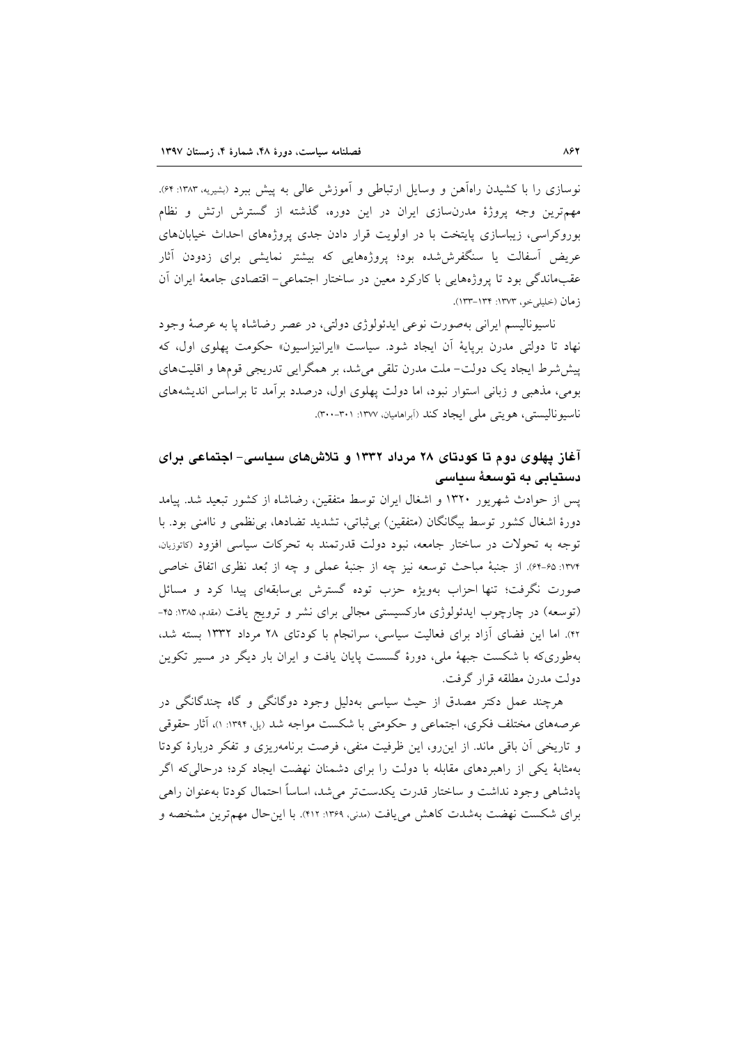نوسازی را با کشیدن راه‌آهن و وسایل ارتباطی و آموزش عالی به پیش ببرد (بشیریه، ۱۳۸۳: ۶۴). مهم‌ترین وجه پروژهٔ مدرن‌سازی ایران در این دوره، گذشته از گسترش ارتش و نظام بوروکراسی، زیباسازی پایتخت با در اولویت قرار دادن جدی پروژه‌های احداث خیابان‌های عریض آسفالت یا سنگفرش‌شده بود؛ پروژه‌هایی که بیشتر نمایشی برای زدودن آثار عقب‌ماندگی بود تا پروژه‌هایی با کارکرد معین در ساختار اجتماعی- اقتصادی جامعهٔ ایران آن زمان (خلیلی‌خو، ۱۳۷۳: ۱۳۴-۱۳۳).

ناسیونالیسم ایرانی به‌صورت نوعی ایدئولوژی دولتی، در عصر رضاشاه پا به عرصهٔ وجود نهاد تا دولتی مدرن برپایهٔ آن ایجاد شود. سیاست «ایرانیزاسیون» حکومت پهلوی اول، که پیش‌شرط ایجاد یک دولت- ملت مدرن تلقی می‌شد، بر همگرایی تدریجی قوم‌ها و اقلیت‌های بومی، مذهبی و زبانی استوار نبود، اما دولت پهلوی اول، درصدد برآمد تا براساس اندیشه‌های ناسیونالیستی، هویتی ملی ایجاد کند (آبراهامیان، ۱۳۷۷: ۳۰۱-۳۰۰).

## آغاز پهلوی دوم تا کودتای ۲۸ مرداد ۱۳۳۲ و تلاش‌های سیاسی- اجتماعی برای دستیابی به توسعهٔ سیاسی

پس از حوادث شهریور ۱۳۲۰ و اشغال ایران توسط متفقین، رضاشاه از کشور تبعید شد. پیامد دورهٔ اشغال کشور توسط بیگانگان (متفقین) بی‌ثباتی، تشدید تضادها، بی‌نظمی و ناامنی بود. با توجه به تحولات در ساختار جامعه، نبود دولت قدرتمند به تحرکات سیاسی افزود (کاتوزیان، ۱۳۷۴: ۶۵-۶۴). از جنبهٔ مباحث توسعه نیز چه از جنبهٔ عملی و چه از بُعد نظری اتفاق خاصی صورت نگرفت؛ تنها احزاب به‌ویژه حزب توده گسترش بی‌سابقه‌ای پیدا کرد و مسائل (توسعه) در چارچوب ایدئولوژی مارکسیستی مجالی برای نشر و ترویج یافت (مقدم، ۱۳۸۵: ۴۵-۴۲). اما این فضای آزاد برای فعالیت سیاسی، سرانجام با کودتای ۲۸ مرداد ۱۳۳۲ بسته شد، به‌طوری‌که با شکست جبههٔ ملی، دورهٔ گسست پایان یافت و ایران بار دیگر در مسیر تکوین دولت مدرن مطلقه قرار گرفت.

هرچند عمل دکتر مصدق از حیث سیاسی به‌دلیل وجود دوگانگی و گاه چندگانگی در عرصه‌های مختلف فکری، اجتماعی و حکومتی با شکست مواجه شد (یل، ۱۳۹۴: ۱)، آثار حقوقی و تاریخی آن باقی ماند. از این‌رو، این ظرفیت منفی، فرصت برنامه‌ریزی و تفکر دربارهٔ کودتا به‌مثابهٔ یکی از راهبردهای مقابله با دولت را برای دشمنان نهضت ایجاد کرد؛ درحالی‌که اگر پادشاهی وجود نداشت و ساختار قدرت یکدست‌تر می‌شد، اساساً احتمال کودتا به‌عنوان راهی برای شکست نهضت به‌شدت کاهش می‌یافت (مدنی، ۱۳۶۹: ۴۱۲). با این‌حال مهم‌ترین مشخصه و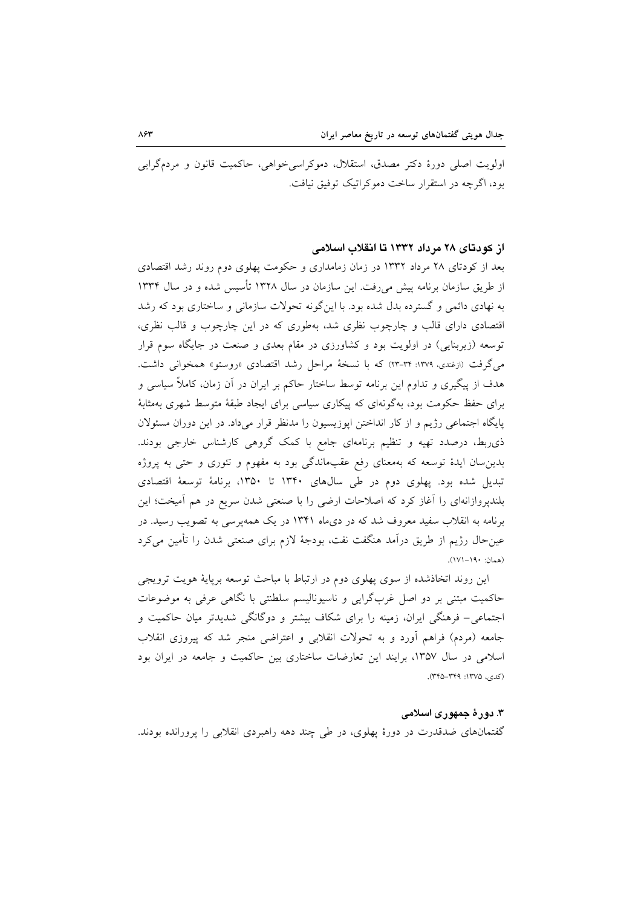اولویت اصلی دورهٔ دکتر مصدق، استقلال، دموکراسی‌خواهی، حاکمیت قانون و مردم‌گرایی بود، اگرچه در استقرار ساخت دموکراتیک توفیق نیافت.

### از کودتای ۲۸ مرداد ۱۳۳۲ تا انقلاب اسلامی

بعد از کودتای ۲۸ مرداد ۱۳۳۲ در زمان زمامداری و حکومت پهلوی دوم روند رشد اقتصادی از طریق سازمان برنامه پیش می‌رفت. این سازمان در سال ۱۳۲۸ تأسیس شده و در سال ۱۳۳۴ به نهادی دائمی و گسترده بدل شده بود. با این‌گونه تحولات سازمانی و ساختاری بود که رشد اقتصادی دارای قالب و چارچوب نظری شد، به‌طوری که در این چارچوب و قالب نظری، توسعه (زیربنایی) در اولویت بود و کشاورزی در مقام بعدی و صنعت در جایگاه سوم قرار می‌گرفت (ازغندی، ۱۳۷۹: ۳۴-۲۳) که با نسخهٔ مراحل رشد اقتصادی «روستو» همخوانی داشت. هدف از پیگیری و تداوم این برنامه توسط ساختار حاکم بر ایران در آن زمان، کاملاً سیاسی و برای حفظ حکومت بود، به‌گونه‌ای که پیکاری سیاسی برای ایجاد طبقهٔ متوسط شهری به‌مثابهٔ پایگاه اجتماعی رژیم و از کار انداختن اپوزیسیون را مدنظر قرار می‌داد. در این دوران مسئولان ذی‌ربط، درصدد تهیه و تنظیم برنامه‌ای جامع با کمک گروهی کارشناس خارجی بودند. بدین‌سان ایدهٔ توسعه که به‌معنای رفع عقب‌ماندگی بود به مفهوم و تئوری و حتی به پروژه تبدیل شده بود. پهلوی دوم در طی سال‌های ۱۳۴۰ تا ۱۳۵۰، برنامهٔ توسعهٔ اقتصادی بلندپروازانه‌ای را آغاز کرد که اصلاحات ارضی را با صنعتی شدن سریع در هم آمیخت؛ این برنامه به انقلاب سفید معروف شد که در دی‌ماه ۱۳۴۱ در یک همه‌پرسی به تصویب رسید. در عین‌حال رژیم از طریق درآمد هنگفت نفت، بودجهٔ لازم برای صنعتی شدن را تأمین می‌کرد (همان: ۱۹۰-۱۷۱).

این روند اتخاذشده از سوی پهلوی دوم در ارتباط با مباحث توسعه برپایهٔ هویت ترویجی حاکمیت مبتنی بر دو اصل غرب‌گرایی و ناسیونالیسم سلطنتی با نگاهی عرفی به موضوعات اجتماعی- فرهنگی ایران، زمینه را برای شکاف بیشتر و دوگانگی شدیدتر میان حاکمیت و جامعه (مردم) فراهم آورد و به تحولات انقلابی و اعتراضی منجر شد که پیروزی انقلاب اسلامی در سال ۱۳۵۷، برایند این تعارضات ساختاری بین حاکمیت و جامعه در ایران بود (کدی، ۱۳۷۵: ۳۴۹-۳۴۵).

### ۳. دورهٔ جمهوری اسلامی

گفتمان‌های ضدقدرت در دورهٔ پهلوی، در طی چند دهه راهبردی انقلابی را پرورانده بودند.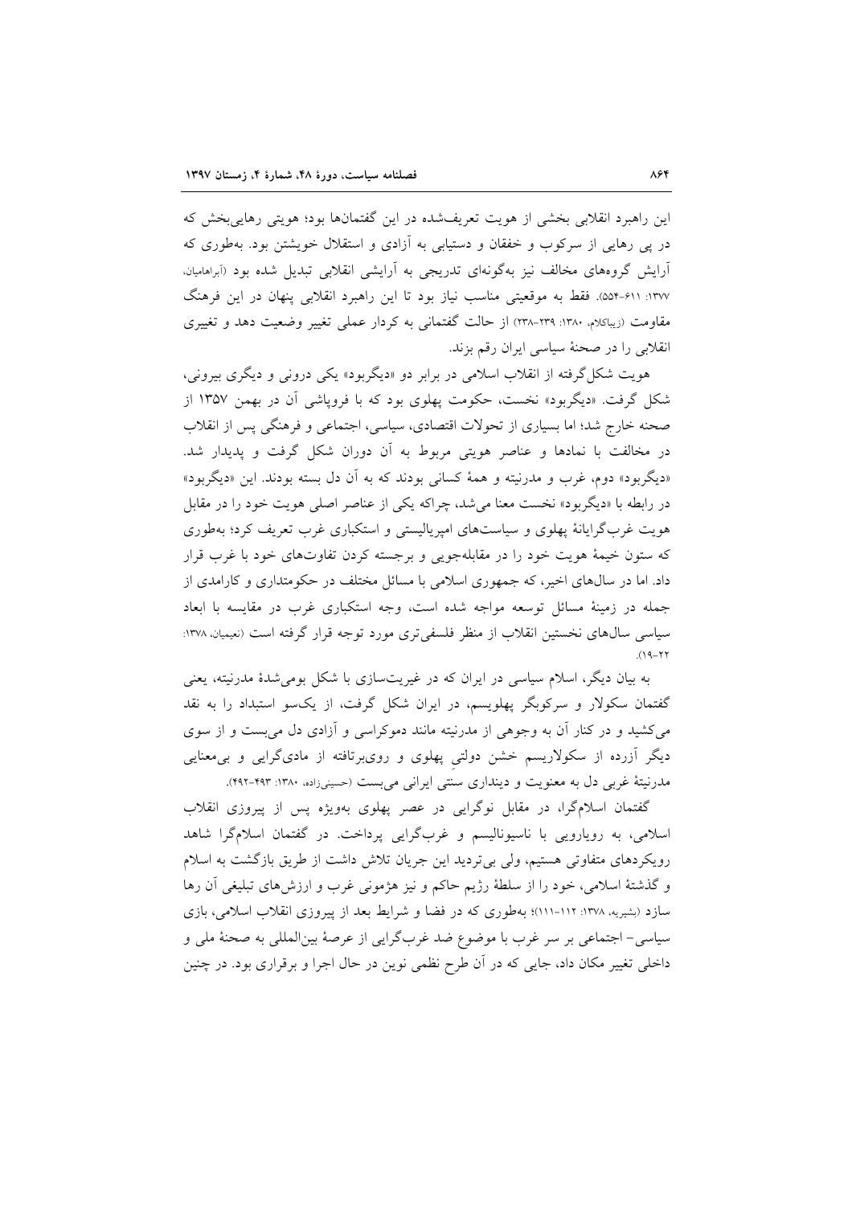این راهبرد انقلابی بخشی از هویت تعریف‌شده در این گفتمان‌ها بود؛ هویتی رهایی‌بخش که در پی رهایی از سرکوب و خفقان و دستیابی به آزادی و استقلال خویشتن بود. به‌طوری که آرایش گروه‌های مخالف نیز به‌گونه‌ای تدریجی به آرایشی انقلابی تبدیل شده بود (آبراهامیان، ۱۳۷۷: ۶۱۱-۵۵۴). فقط به موقعیتی مناسب نیاز بود تا این راهبرد انقلابی پنهان در این فرهنگ مقاومت (زیباکلام، ۱۳۸۰: ۲۳۹-۲۳۸) از حالت گفتمانی به کردار عملی تغییر وضعیت دهد و تغییری انقلابی را در صحنهٔ سیاسی ایران رقم بزند.

هویت شکل‌گرفته از انقلاب اسلامی در برابر دو «دیگربود» یکی درونی و دیگری بیرونی، شکل گرفت. «دیگربود» نخست، حکومت پهلوی بود که با فروپاشی آن در بهمن ۱۳۵۷ از صحنه خارج شد؛ اما بسیاری از تحولات اقتصادی، سیاسی، اجتماعی و فرهنگی پس از انقلاب در مخالفت با نمادها و عناصر هویتی مربوط به آن دوران شکل گرفت و پدیدار شد. «دیگربود» دوم، غرب و مدرنیته و همهٔ کسانی بودند که به آن دل بسته بودند. این «دیگربود» در رابطه با «دیگربود» نخست معنا می‌شد، چراکه یکی از عناصر اصلی هویت خود را در مقابل هویت غرب‌گرایانهٔ پهلوی و سیاست‌های امپریالیستی و استکباری غرب تعریف کرد؛ به‌طوری که ستون خیمهٔ هویت خود را در مقابله‌جویی و برجسته کردن تفاوت‌های خود با غرب قرار داد. اما در سال‌های اخیر، که جمهوری اسلامی با مسائل مختلف در حکومتداری و کارامدی از جمله در زمینهٔ مسائل توسعه مواجه شده است، وجه استکباری غرب در مقایسه با ابعاد سیاسی سال‌های نخستین انقلاب از منظر فلسفی‌تری مورد توجه قرار گرفته است (نعیمیان، ۱۳۷۸: ۲۲-۱۹).

به بیان دیگر، اسلام سیاسی در ایران که در غیریت‌سازی با شکل بومی‌شدهٔ مدرنیته، یعنی گفتمان سکولار و سرکوبگر پهلویسم، در ایران شکل گرفت، از یک‌سو استبداد را به نقد می‌کشید و در کنار آن به وجوهی از مدرنیته مانند دموکراسی و آزادی دل می‌بست و از سوی دیگر آزرده از سکولاریسم خشن دولتیِ پهلوی و روی‌برتافته از مادی‌گرایی و بی‌معنایی مدرنیتهٔ غربی دل به معنویت و دینداری سنتی ایرانی می‌بست (حسینی‌زاده، ۱۳۸۰: ۴۹۳-۴۹۲).

گفتمان اسلام‌گرا، در مقابل نوگرایی در عصر پهلوی به‌ویژه پس از پیروزی انقلاب اسلامی، به رویارویی با ناسیونالیسم و غرب‌گرایی پرداخت. در گفتمان اسلام‌گرا شاهد رویکردهای متفاوتی هستیم، ولی بی‌تردید این جریان تلاش داشت از طریق بازگشت به اسلام و گذشتهٔ اسلامی، خود را از سلطهٔ رژیم حاکم و نیز هژمونی غرب و ارزش‌های تبلیغی آن رها سازد (بشیریه، ۱۳۷۸: ۱۱۲-۱۱۱)؛ به‌طوری که در فضا و شرایط بعد از پیروزی انقلاب اسلامی، بازی سیاسی- اجتماعی بر سر غرب با موضوع ضد غرب‌گرایی از عرصهٔ بین‌المللی به صحنهٔ ملی و داخلی تغییر مکان داد، جایی که در آن طرح نظمی نوین در حال اجرا و برقراری بود. در چنین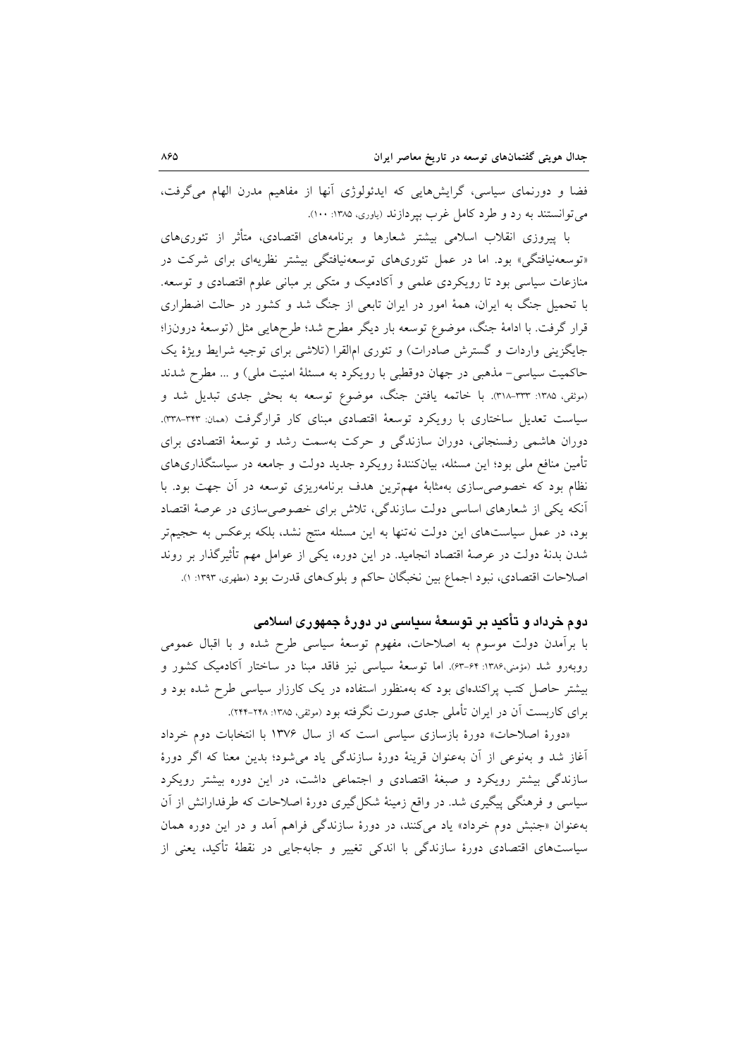فضا و دورنمای سیاسی، گرایش‌هایی که ایدئولوژی آنها از مفاهیم مدرن الهام می‌گرفت، می‌توانستند به رد و طرد کامل غرب بپردازند (یاوری، ۱۳۸۵: ۱۰۰).

با پیروزی انقلاب اسلامی بیشتر شعارها و برنامه‌های اقتصادی، متأثر از تئوری‌های «توسعه‌نیافتگی» بود. اما در عمل تئوری‌های توسعه‌نیافتگی بیشتر نظریه‌ای برای شرکت در منازعات سیاسی بود تا رویکردی علمی و آکادمیک و متکی بر مبانی علوم اقتصادی و توسعه. با تحمیل جنگ به ایران، همهٔ امور در ایران تابعی از جنگ شد و کشور در حالت اضطراری قرار گرفت. با ادامهٔ جنگ، موضوع توسعه بار دیگر مطرح شد؛ طرح‌هایی مثل (توسعهٔ درونزا؛ جایگزینی واردات و گسترش صادرات) و تئوری ام‌القرا (تلاشی برای توجیه شرایط ویژهٔ یک حاکمیت سیاسی- مذهبی در جهان دوقطبی با رویکرد به مسئلهٔ امنیت ملی) و ... مطرح شدند (موثقی، ۱۳۸۵: ۳۳۳-۳۱۸). با خاتمه یافتن جنگ، موضوع توسعه به بحثی جدی تبدیل شد و سیاست تعدیل ساختاری با رویکرد توسعهٔ اقتصادی مبنای کار قرارگرفت (همان: ۳۴۳-۳۳۸). دوران هاشمی رفسنجانی، دوران سازندگی و حرکت به‌سمت رشد و توسعهٔ اقتصادی برای تأمین منافع ملی بود؛ این مسئله، بیان‌کنندهٔ رویکرد جدید دولت و جامعه در سیاستگذاری‌های نظام بود که خصوصی‌سازی به‌مثابهٔ مهم‌ترین هدف برنامه‌ریزی توسعه در آن جهت بود. با آنکه یکی از شعارهای اساسی دولت سازندگی، تلاش برای خصوصی‌سازی در عرصهٔ اقتصاد بود، در عمل سیاست‌های این دولت نه‌تنها به این مسئله منتج نشد، بلکه برعکس به حجیم‌تر شدن بدنهٔ دولت در عرصهٔ اقتصاد انجامید. در این دوره، یکی از عوامل مهم تأثیرگذار بر روند اصلاحات اقتصادی، نبود اجماع بین نخبگان حاکم و بلوک‌های قدرت بود (مطهری، ۱۳۹۳: ۱).

## دوم خرداد و تأکید بر توسعهٔ سیاسی در دورهٔ جمهوری اسلامی

با برآمدن دولت موسوم به اصلاحات، مفهوم توسعهٔ سیاسی طرح شده و با اقبال عمومی روبه‌رو شد (مؤمنی،۱۳۸۶: ۶۴-۶۳). اما توسعهٔ سیاسی نیز فاقد مبنا در ساختار آکادمیک کشور و بیشتر حاصل کتب پراکنده‌ای بود که به‌منظور استفاده در یک کارزار سیاسی طرح شده بود و برای کاربست آن در ایران تأملی جدی صورت نگرفته بود (موثقی، ۱۳۸۵: ۲۴۸-۲۴۴).

«دورهٔ اصلاحات» دورهٔ بازسازی سیاسی است که از سال ۱۳۷۶ با انتخابات دوم خرداد آغاز شد و به‌نوعی از آن به‌عنوان قرینهٔ دورهٔ سازندگی یاد می‌شود؛ بدین معنا که اگر دورهٔ سازندگی بیشتر رویکرد و صبغهٔ اقتصادی و اجتماعی داشت، در این دوره بیشتر رویکرد سیاسی و فرهنگی پیگیری شد. در واقع زمینهٔ شکل‌گیری دورهٔ اصلاحات که طرفدارانش از آن به‌عنوان «جنبش دوم خرداد» یاد می‌کنند، در دورهٔ سازندگی فراهم آمد و در این دوره همان سیاست‌های اقتصادی دورهٔ سازندگی با اندکی تغییر و جابه‌جایی در نقطهٔ تأکید، یعنی از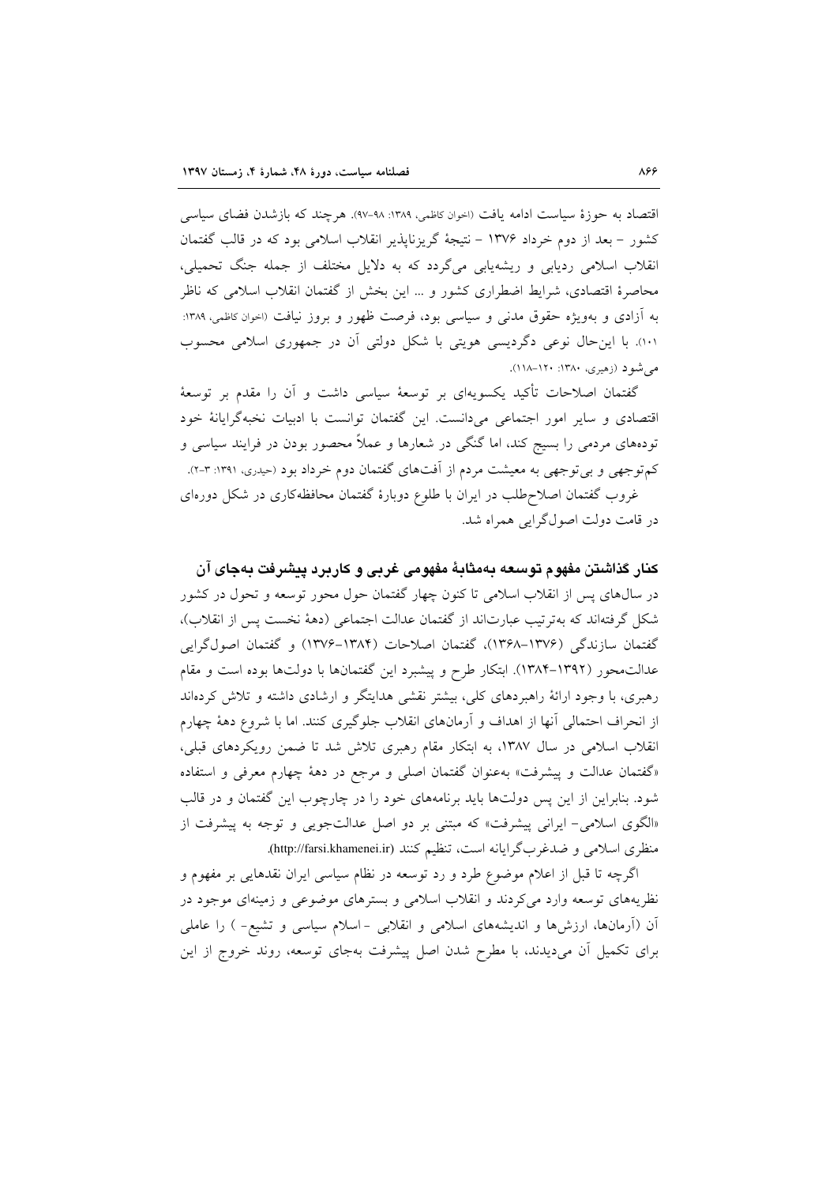اقتصاد به حوزهٔ سیاست ادامه یافت (اخوان کاظمی، ۱۳۸۹: ۹۸-۹۷). هرچند که بازشدن فضای سیاسی کشور - بعد از دوم خرداد ۱۳۷۶ - نتیجهٔ گریزناپذیر انقلاب اسلامی بود که در قالب گفتمان انقلاب اسلامی ردیابی و ریشه‌یابی می‌گردد که به دلایل مختلف از جمله جنگ تحمیلی، محاصرهٔ اقتصادی، شرایط اضطراری کشور و ... این بخش از گفتمان انقلاب اسلامی که ناظر به آزادی و به‌ویژه حقوق مدنی و سیاسی بود، فرصت ظهور و بروز نیافت (اخوان کاظمی، ۱۳۸۹: ۱۰۱). با این‌حال نوعی دگردیسی هویتی با شکل دولتی آن در جمهوری اسلامی محسوب می‌شود (زهیری، ۱۳۸۰: ۱۲۰-۱۱۸).

گفتمان اصلاحات تأکید یکسویه‌ای بر توسعهٔ سیاسی داشت و آن را مقدم بر توسعهٔ اقتصادی و سایر امور اجتماعی می‌دانست. این گفتمان توانست با ادبیات نخبه‌گرایانهٔ خود توده‌های مردمی را بسیج کند، اما گنگی در شعارها و عملاً محصور بودن در فرایند سیاسی و کم‌توجهی و بی‌توجهی به معیشت مردم از آفت‌های گفتمان دوم خرداد بود (حیدری، ۱۳۹۱: ۳-۲).

غروب گفتمان اصلاح‌طلب در ایران با طلوع دوبارهٔ گفتمان محافظه‌کاری در شکل دوره‌ای در قامت دولت اصول‌گرایی همراه شد.

## کنار گذاشتن مفهوم توسعه به‌مثابهٔ مفهومی غربی و کاربرد پیشرفت به‌جای آن

در سال‌های پس از انقلاب اسلامی تا کنون چهار گفتمان حول محور توسعه و تحول در کشور شکل گرفته‌اند که به‌ترتیب عبارت‌اند از گفتمان عدالت اجتماعی (دههٔ نخست پس از انقلاب)، گفتمان سازندگی (۱۳۷۶-۱۳۶۸)، گفتمان اصلاحات (۱۳۸۴-۱۳۷۶) و گفتمان اصولگرایی عدالت‌محور (۱۳۹۲-۱۳۸۴). ابتکار طرح و پیشبرد این گفتمان‌ها با دولت‌ها بوده است و مقام رهبری، با وجود ارائهٔ راهبردهای کلی، بیشتر نقشی هدایتگر و ارشادی داشته و تلاش کرده‌اند از انحراف احتمالی آنها از اهداف و آرمان‌های انقلاب جلوگیری کنند. اما با شروع دههٔ چهارم انقلاب اسلامی در سال ۱۳۸۷، به ابتکار مقام رهبری تلاش شد تا ضمن رویکردهای قبلی، «گفتمان عدالت و پیشرفت» به‌عنوان گفتمان اصلی و مرجع در دههٔ چهارم معرفی و استفاده شود. بنابراین از این پس دولت‌ها باید برنامه‌های خود را در چارچوب این گفتمان و در قالب «الگوی اسلامی- ایرانی پیشرفت» که مبتنی بر دو اصل عدالت‌جویی و توجه به پیشرفت از منظری اسلامی و ضدغرب‌گرایانه است، تنظیم کنند (http://farsi.khamenei.ir).

اگرچه تا قبل از اعلام موضوع طرد و رد توسعه در نظام سیاسی ایران نقدهایی بر مفهوم و نظریه‌های توسعه وارد می‌کردند و انقلاب اسلامی و بسترهای موضوعی و زمینه‌ای موجود در آن (آرمان‌ها، ارزش‌ها و اندیشه‌های اسلامی و انقلابی - اسلام سیاسی و تشیع- ) را عاملی برای تکمیل آن می‌دیدند، با مطرح شدن اصل پیشرفت به‌جای توسعه، روند خروج از این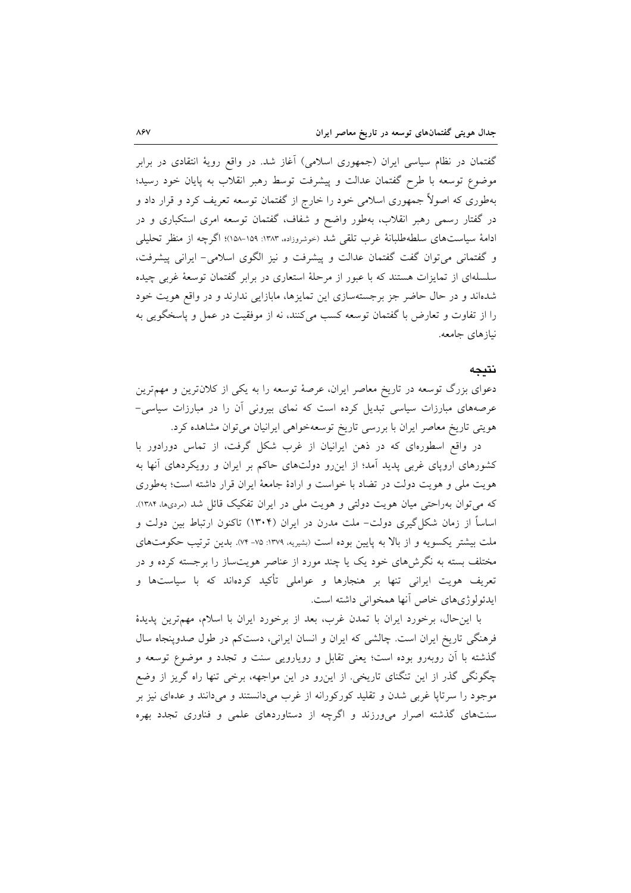گفتمان در نظام سیاسی ایران (جمهوری اسلامی) آغاز شد. در واقع رویهٔ انتقادی در برابر موضوع توسعه با طرح گفتمان عدالت و پیشرفت توسط رهبر انقلاب به پایان خود رسید؛ به‌طوری که اصولاً جمهوری اسلامی خود را خارج از گفتمان توسعه تعریف کرد و قرار داد و در گفتار رسمی رهبر انقلاب، به‌طور واضح و شفاف، گفتمان توسعه امری استکباری و در ادامهٔ سیاست‌های سلطه‌طلبانهٔ غرب تلقی شد (خوشروزاده، ۱۳۸۳: ۱۵۹-۱۵۸)؛ اگرچه از منظر تحلیلی و گفتمانی می‌توان گفت گفتمان عدالت و پیشرفت و نیز الگوی اسلامی- ایرانی پیشرفت، سلسله‌ای از تمایزات هستند که با عبور از مرحلهٔ استعاری در برابر گفتمان توسعهٔ غربی چیده شده‌اند و در حال حاضر جز برجسته‌سازی این تمایزها، مابازایی ندارند و در واقع هویت خود را از تفاوت و تعارض با گفتمان توسعه کسب می‌کنند، نه از موفقیت در عمل و پاسخگویی به نیازهای جامعه.

## نتیجه

دعوای بزرگ توسعه در تاریخ معاصر ایران، عرصهٔ توسعه را به یکی از کلان‌ترین و مهم‌ترین عرصه‌های مبارزات سیاسی تبدیل کرده است که نمای بیرونی آن را در مبارزات سیاسی- هویتی تاریخ معاصر ایران با بررسی تاریخ توسعه‌خواهی ایرانیان می‌توان مشاهده کرد.

در واقع اسطوره‌ای که در ذهن ایرانیان از غرب شکل گرفت، از تماس دورادور با کشورهای اروپای غربی پدید آمد؛ از این‌رو دولت‌های حاکم بر ایران و رویکردهای آنها به هویت ملی و هویت دولت در تضاد با خواست و ارادهٔ جامعهٔ ایران قرار داشته است؛ به‌طوری که می‌توان به‌راحتی میان هویت دولتی و هویت ملی در ایران تفکیک قائل شد (مردی‌ها، ۱۳۸۴). اساساً از زمان شکل‌گیری دولت- ملت مدرن در ایران (۱۳۰۴) تاکنون ارتباط بین دولت و ملت بیشتر یکسویه و از بالا به پایین بوده است (بشیریه، ۱۳۷۹: ۷۵- ۷۴). بدین ترتیب حکومت‌های مختلف بسته به نگرش‌های خود یک یا چند مورد از عناصر هویت‌ساز را برجسته کرده و در تعریف هویت ایرانی تنها بر هنجارها و عواملی تأکید کرده‌اند که با سیاست‌ها و ایدئولوژی‌های خاص آنها همخوانی داشته است.

با این‌حال، برخورد ایران با تمدن غرب، بعد از برخورد ایران با اسلام، مهم‌ترین پدیدهٔ فرهنگی تاریخ ایران است. چالشی که ایران و انسان ایرانی، دست‌کم در طول صدوپنجاه سال گذشته با آن روبه‌رو بوده است؛ یعنی تقابل و رویارویی سنت و تجدد و موضوع توسعه و چگونگی گذر از این تنگنای تاریخی. از این‌رو در این مواجهه، برخی تنها راه گریز از وضع موجود را سرتاپا غربی شدن و تقلید کورکورانه از غرب می‌دانستند و می‌دانند و عده‌ای نیز بر سنت‌های گذشته اصرار می‌ورزند و اگرچه از دستاوردهای علمی و فناوری تجدد بهره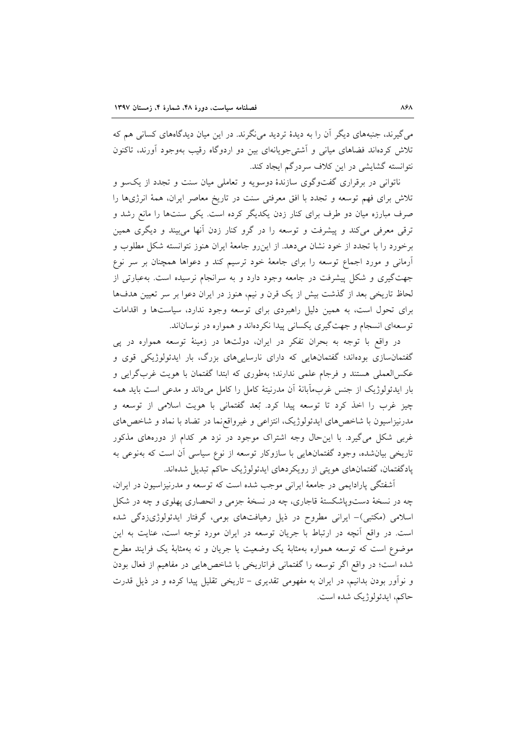می‌گیرند، جنبه‌های دیگر آن را به دیدهٔ تردید می‌نگرند. در این میان دیدگاه‌های کسانی هم که تلاش کرده‌اند فضاهای میانی و آشتی‌جویانه‌ای بین دو اردوگاه رقیب به‌وجود آورند، تاکنون نتوانسته گشایشی در این کلاف سردرگم ایجاد کند.

ناتوانی در برقراری گفت‌وگوی سازندهٔ دوسویه و تعاملی میان سنت و تجدد از یک‌سو و تلاش برای فهم توسعه و تجدد با افق معرفتی سنت در تاریخ معاصر ایران، همهٔ انرژی‌ها را صرف مبارزه میان دو طرف برای کنار زدن یکدیگر کرده است. یکی سنت‌ها را مانع رشد و ترقی معرفی می‌کند و پیشرفت و توسعه را در گرو کنار زدن آنها می‌بیند و دیگری همین برخورد را با تجدد از خود نشان می‌دهد. از این‌رو جامعهٔ ایران هنوز نتوانسته شکل مطلوب و آرمانی و مورد اجماع توسعه را برای جامعهٔ خود ترسیم کند و دعواها همچنان بر سر نوع جهت‌گیری و شکل پیشرفت در جامعه وجود دارد و به سرانجام نرسیده است. به‌عبارتی از لحاظ تاریخی بعد از گذشت بیش از یک قرن و نیم، هنوز در ایران دعوا بر سر تعیین هدف‌ها برای تحول است، به همین دلیل راهبردی برای توسعه وجود ندارد، سیاست‌ها و اقدامات توسعه‌ای انسجام و جهت‌گیری یکسانی پیدا نکرده‌اند و همواره در نوسان‌اند.

در واقع با توجه به بحران تفکر در ایران، دولت‌ها در زمینهٔ توسعه همواره در پی گفتمان‌سازی بوده‌اند؛ گفتمان‌هایی که دارای نارسایی‌های بزرگ، بار ایدئولوژیکی قوی و عکس‌العملی هستند و فرجام علمی ندارند؛ به‌طوری که ابتدا گفتمان با هویت غرب‌گرایی و بار ایدئولوژیک از جنس غرب‌مآبانهٔ آن مدرنیتهٔ کامل را کامل می‌داند و مدعی است باید همه چیز غرب را اخذ کرد تا توسعه پیدا کرد. بُعد گفتمانی با هویت اسلامی از توسعه و مدرنیزاسیون با شاخص‌های ایدئولوژیک، انتزاعی و غیرواقع‌نما در تضاد با نماد و شاخص‌های غربی شکل می‌گیرد. با این‌حال وجه اشتراک موجود در نزد هر کدام از دوره‌های مذکور تاریخی بیان‌شده، وجود گفتمان‌هایی با سازوکار توسعه از نوع سیاسی آن است که به‌نوعی به پادگفتمان، گفتمان‌های هویتی از رویکردهای ایدئولوژیک حاکم تبدیل شده‌اند.

آشفتگی پارادایمی در جامعهٔ ایرانی موجب شده است که توسعه و مدرنیزاسیون در ایران، چه در نسخهٔ دست‌وپاشکستهٔ قاجاری، چه در نسخهٔ جزمی و انحصاری پهلوی و چه در شکل اسلامی (مکتبی)– ایرانی مطروح در ذیل رهیافت‌های بومی، گرفتار ایدئولوژی‌زدگی شده است. در واقع آنچه در ارتباط با جریان توسعه در ایران مورد توجه است، عنایت به این موضوع است که توسعه همواره به‌مثابهٔ یک وضعیت یا جریان و نه به‌مثابهٔ یک فرایند مطرح شده است؛ در واقع اگر توسعه را گفتمانی فراتاریخی با شاخص‌هایی در مفاهیم از فعال بودن و نوآور بودن بدانیم، در ایران به مفهومی تقدیری – تاریخی تقلیل پیدا کرده و در ذیل قدرت حاکم، ایدئولوژیک شده است.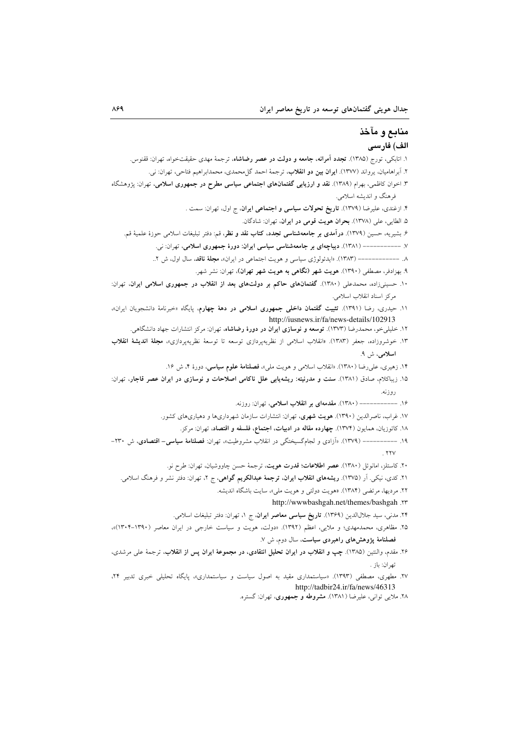## منابع و مآخذ

### الف) فارسی

۱. اتابکی، تورج (۱۳۸۵). **تجدد آمرانه، جامعه و دولت در عصر رضاشاه**، ترجمهٔ مهدی حقیقت‌خواه، تهران: ققنوس.

۲. آبراهامیان، یرواند (۱۳۷۷). **ایران بین دو انقلاب**، ترجمهٔ احمد گل‌محمدی، محمدابراهیم فتاحی، تهران: نی.

۳. اخوان کاظمی، بهرام (۱۳۸۹). **نقد و ارزیابی گفتمان‌های اجتماعی سیاسی مطرح در جمهوری اسلامی**، تهران: پژوهشگاه فرهنگ و اندیشه اسلامی.

۴. ازغندی، علیرضا (۱۳۷۹). **تاریخ تحولات سیاسی و اجتماعی ایران**، ج اول، تهران: سمت .

۵. الطایی، علی (۱۳۷۸). **بحران هویت قومی در ایران**، تهران: شادگان.

۶. بشیریه، حسین (۱۳۷۹). **درآمدی بر جامعه‌شناسی تجدد، کتاب نقد و نظر**، قم: دفتر تبلیغات اسلامی حوزهٔ علمیهٔ قم.

۷. ------------ (۱۳۸۱). **دیباچه‌ای بر جامعه‌شناسی سیاسی ایران: دورهٔ جمهوری اسلامی**، تهران: نی.

۸. ------------- (۱۳۸۳). «ایدئولوژی سیاسی و هویت اجتماعی در ایران»، **مجلهٔ ناقد**، سال اول، ش ۲..

۹. بهزادفر، مصطفی (۱۳۹۰). **هویت شهر (نگاهی به هویت شهر تهران)**، تهران: نشر شهر.

۱۰. حسینی‌زاده، محمدعلی (۱۳۸۰). **گفتمان‌های حاکم بر دولت‌های بعد از انقلاب در جمهوری اسلامی ایران**، تهران: مرکز اسناد انقلاب اسلامی.

۱۱. حیدری، رضا (۱۳۹۱). **تثبیت گفتمان داخلی جمهوری اسلامی در دههٔ چهارم**، پایگاه «خبرنامهٔ دانشجویان ایران»، http://iusnews.ir/fa/news-details/102913

۱۲. خلیلی‌خو، محمدرضا (۱۳۷۳). **توسعه و نوسازی ایران در دورهٔ رضاشاه**، تهران: مرکز انتشارات جهاد دانشگاهی.

۱۳. خوشروزاده، جعفر (۱۳۸۳). «انقلاب اسلامی از نظریه‌پردازی توسعه تا توسعهٔ نظریه‌پردازی»، **مجلهٔ اندیشهٔ انقلاب اسلامی**، ش ۹.

۱۴. زهیری، علی‌رضا (۱۳۸۰). «انقلاب اسلامی و هویت ملی»، **فصلنامهٔ علوم سیاسی**، دورهٔ ۴، ش ۱۶.

۱۵. زیباکلام، صادق (۱۳۸۱). **سنت و مدرنیته: ریشه‌یابی علل ناکامی اصلاحات و نوسازی در ایران عصر قاجار**، تهران: روزنه.

۱۶. ------------ (۱۳۸۰). **مقدمه‌ای بر انقلاب اسلامی**، تهران: روزنه.

۱۷. غراب، ناصرالدین (۱۳۹۰). **هویت شهری**، تهران: انتشارات سازمان شهرداری‌ها و دهیاری‌های کشور.

۱۸. کاتوزیان، همایون (۱۳۷۴). **چهارده مقاله در ادبیات، اجتماع، فلسفه و اقتصاد**، تهران: مرکز.

۱۹. ----------- (۱۳۷۹). «آزادی و لجام‌گسیختگی در انقلاب مشروطیت»، تهران: **فصلنامهٔ سیاسی- اقتصادی**، ش ۲۳۰-۲۲۷ .

۲۰. کاستلز، امانوئل (۱۳۸۰). **عصر اطلاعات؛ قدرت هویت**، ترجمهٔ حسن چاوشیان، تهران: طرح نو.

۲۱. کدی، نیکی. آر (۱۳۷۵). **ریشه‌های انقلاب ایران، ترجمهٔ عبدالکریم گواهی**، ج ۲، تهران: دفتر نشر و فرهنگ اسلامی.

۲۲. مردیها، مرتضی (۱۳۸۴). «هویت دولتی و هویت ملی»، سایت باشگاه اندیشه.

۲۳. http://wwwbashgah.net/themes/bashgah

۲۴. مدنی، سید جلال‌الدین (۱۳۶۹). **تاریخ سیاسی معاصر ایران**، ج ۱، تهران: دفتر تبلیغات اسلامی.

۲۵. مظاهری، محمدمهدی؛ و ملایی، اعظم (۱۳۹۲). «دولت، هویت و سیاست خارجی در ایران معاصر (۱۳۹۰-۱۳۰۴)»، **فصلنامهٔ پژوهش‌های راهبردی سیاست**، سال دوم، ش ۷.

۲۶. مقدم، والنتین (۱۳۸۵). **چپ و انقلاب در ایران تحلیل انتقادی، در مجموعهٔ ایران پس از انقلاب**، ترجمهٔ علی مرشدی، تهران: باز .

۲۷. مطهری، مصطفی (۱۳۹۳). «سیاستمداری مقید به اصول سیاست و سیاستمداری»، پایگاه تحلیلی خبری تدبیر ۲۴، http://tadbir24.ir/fa/news/46313

۲۸. ملایی توانی، علیرضا (۱۳۸۱). **مشروطه و جمهوری**، تهران: گستره.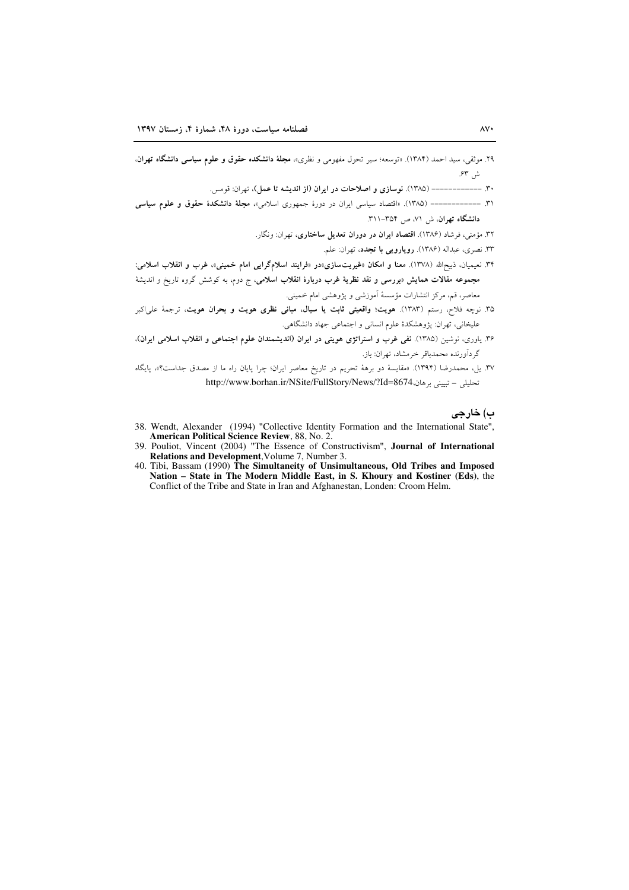۲۹. موثقی، سید احمد (۱۳۸۴). «توسعه؛ سیر تحول مفهومی و نظری»، **مجلهٔ دانشکده حقوق و علوم سیاسی دانشگاه تهران**، ش ۶۳.

۳۰. ------------ (۱۳۸۵). **نوسازی و اصلاحات در ایران (از اندیشه تا عمل)**، تهران: قومس.

۳۱. ------------ (۱۳۸۵). «اقتصاد سیاسی ایران در دورهٔ جمهوری اسلامی»، **مجلهٔ دانشکدهٔ حقوق و علوم سیاسی دانشگاه تهران**، ش ۷۱، ص ۳۵۴-۳۱۱.

۳۲. مؤمنی، فرشاد (۱۳۸۶). **اقتصاد ایران در دوران تعدیل ساختاری**، تهران: ونگار.

۳۳. نصری، عبداله (۱۳۸۶). **رویارویی با تجدد**، تهران: علم.

۳۴. نعیمیان، ذبیح‌الله (۱۳۷۸). **معنا و امکان «غیریت‌سازی»در «فرایند اسلام‌گرایی امام خمینی»، غرب و انقلاب اسلامی: مجموعه مقالات همایش «بررسی و نقد نظریهٔ غرب دربارهٔ انقلاب اسلامی**، ج دوم، به کوشش گروه تاریخ و اندیشهٔ معاصر، قم، مرکز انتشارات مؤسسهٔ آموزشی و پژوهشی امام خمینی.

۳۵. نوچه فلاح، رستم (۱۳۸۳). **هویت؛ واقعیتی ثابت یا سیال، مبانی نظری هویت و بحران هویت**، ترجمهٔ علی‌اکبر علیخانی، تهران: پژوهشکدهٔ علوم انسانی و اجتماعی جهاد دانشگاهی.

۳۶. یاوری، نوشین (۱۳۸۵). **نفی غرب و استراتژی هویتی در ایران (اندیشمندان علوم اجتماعی و انقلاب اسلامی ایران)**، گردآورنده محمدباقر خرمشاد، تهران: باز.

۳۷. یل، محمدرضا (۱۳۹۴). «مقایسهٔ دو برههٔ تحریم در تاریخ معاصر ایران؛ چرا پایان راه ما از مصدق جداست؟»، پایگاه تحلیلی – تبیینی برهان،http://www.borhan.ir/NSite/FullStory/News/?Id=8674

## ب) خارجی

38. Wendt, Alexander (1994) "Collective Identity Formation and the International State", **American Political Science Review**, 88, No. 2.
39. Pouliot, Vincent (2004) "The Essence of Constructivism", **Journal of International Relations and Development**,Volume 7, Number 3.
40. Tibi, Bassam (1990) **The Simultaneity of Unsimultaneous, Old Tribes and Imposed Nation – State in The Modern Middle East, in S. Khoury and Kostiner (Eds)**, the Conflict of the Tribe and State in Iran and Afghanestan, Londen: Croom Helm.